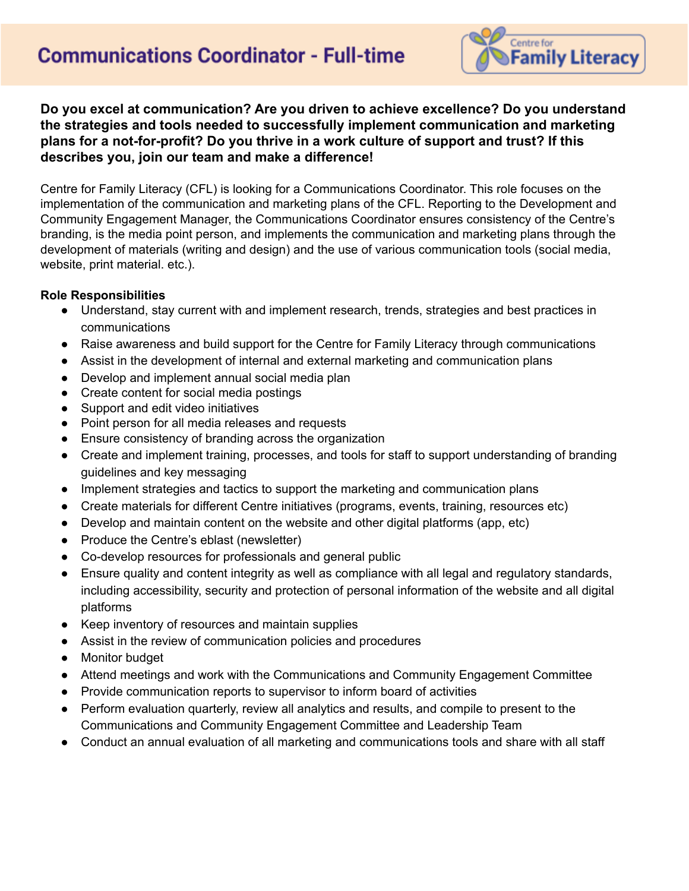# Communications Coordinator - Full-time

**Do you excel at communication? Are you driven to achieve excellence? Do you understand the strategies and tools needed to successfully implement communication and marketing plans for a not-for-profit? Do you thrive in a work culture of support and trust? If this describes you, join our team and make a difference!**

Centre for Family Literacy (CFL) is looking for a Communications Coordinator. This role focuses on the implementation of the communication and marketing plans of the CFL. Reporting to the Development and Community Engagement Manager, the Communications Coordinator ensures consistency of the Centre's branding, is the media point person, and implements the communication and marketing plans through the development of materials (writing and design) and the use of various communication tools (social media, website, print material. etc.).

**Role Responsibilities**

- Understand, stay current with and implement research, trends, strategies and best practices in communications
- Raise awareness and build support for the Centre for Family Literacy through communications
- Assist in the development of internal and external marketing and communication plans
- Develop and implement annual social media plan
- Create content for social media postings
- Support and edit video initiatives
- Point person for all media releases and requests
- Ensure consistency of branding across the organization
- Create and implement training, processes, and tools for staff to support understanding of branding guidelines and key messaging
- Implement strategies and tactics to support the marketing and communication plans
- Create materials for different Centre initiatives (programs, events, training, resources etc)
- Develop and maintain content on the website and other digital platforms (app, etc)
- Produce the Centre's eblast (newsletter)
- Co-develop resources for professionals and general public
- Ensure quality and content integrity as well as compliance with all legal and regulatory standards, including accessibility, security and protection of personal information of the website and all digital platforms
- Keep inventory of resources and maintain supplies
- Assist in the review of communication policies and procedures
- Monitor budget
- Attend meetings and work with the Communications and Community Engagement Committee
- Provide communication reports to supervisor to inform board of activities
- Perform evaluation quarterly, review all analytics and results, and compile to present to the Communications and Community Engagement Committee and Leadership Team
- Conduct an annual evaluation of all marketing and communications tools and share with all staff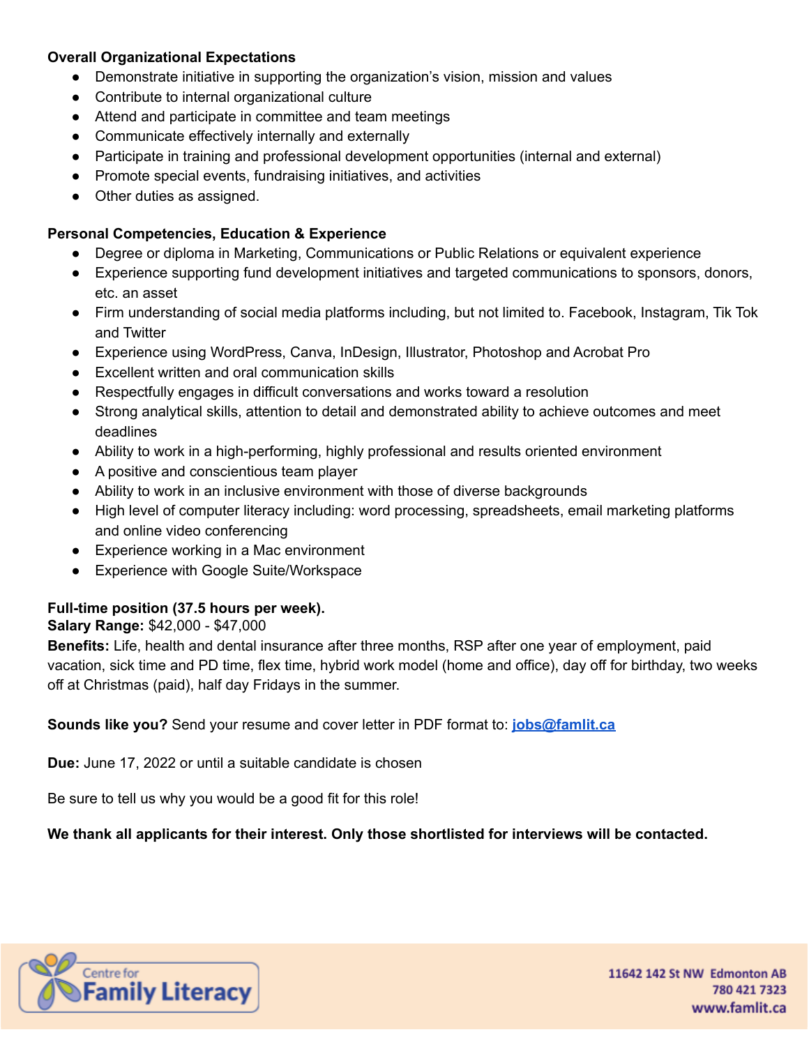**Overall Organizational Expectations**

- Demonstrate initiative in supporting the organization's vision, mission and values
- Contribute to internal organizational culture
- Attend and participate in committee and team meetings
- Communicate effectively internally and externally
- Participate in training and professional development opportunities (internal and external)
- Promote special events, fundraising initiatives, and activities
- Other duties as assigned.

**Personal Competencies, Education & Experience**

- Degree or diploma in Marketing, Communications or Public Relations or equivalent experience
- Experience supporting fund development initiatives and targeted communications to sponsors, donors, etc. an asset
- Firm understanding of social media platforms including, but not limited to. Facebook, Instagram, Tik Tok and Twitter
- Experience using WordPress, Canva, InDesign, Illustrator, Photoshop and Acrobat Pro
- Excellent written and oral communication skills
- Respectfully engages in difficult conversations and works toward a resolution
- Strong analytical skills, attention to detail and demonstrated ability to achieve outcomes and meet deadlines
- Ability to work in a high-performing, highly professional and results oriented environment
- A positive and conscientious team player
- Ability to work in an inclusive environment with those of diverse backgrounds
- High level of computer literacy including: word processing, spreadsheets, email marketing platforms and online video conferencing
- Experience working in a Mac environment
- Experience with Google Suite/Workspace

**Full-time position (37.5 hours per week).**
**Salary Range:** $42,000 - $47,000
**Benefits:** Life, health and dental insurance after three months, RSP after one year of employment, paid vacation, sick time and PD time, flex time, hybrid work model (home and office), day off for birthday, two weeks off at Christmas (paid), half day Fridays in the summer.

**Sounds like you?** Send your resume and cover letter in PDF format to: **jobs@famlit.ca**

**Due:** June 17, 2022 or until a suitable candidate is chosen

Be sure to tell us why you would be a good fit for this role!

**We thank all applicants for their interest. Only those shortlisted for interviews will be contacted.**

Centre for Family Literacy

11642 142 St NW Edmonton AB
780 421 7323
www.famlit.ca